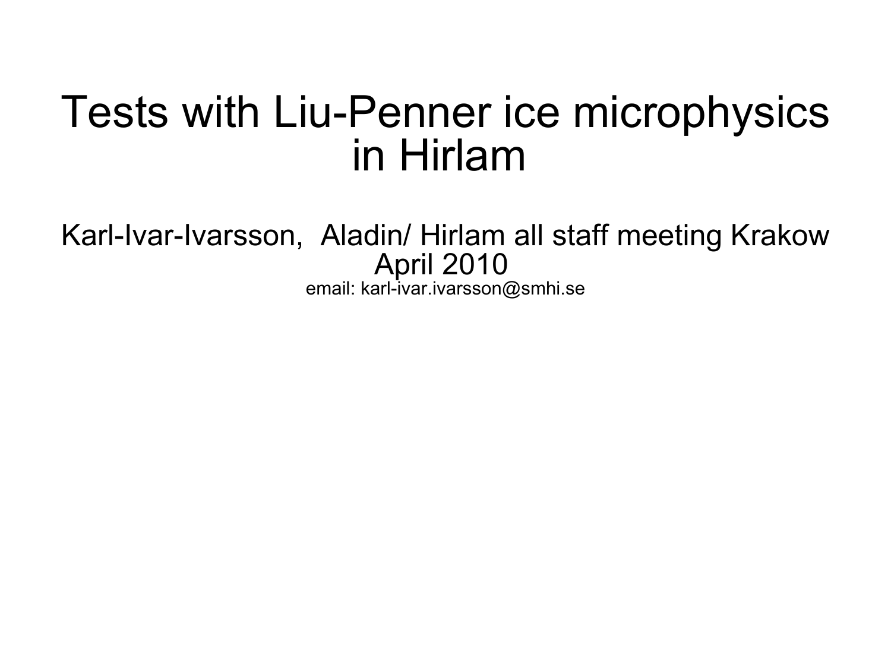# Tests with Liu-Penner ice microphysics in Hirlam

Karl-Ivar-Ivarsson, Aladin/ Hirlam all staff meeting Krakow April 2010

email: karl-ivar.ivarsson@smhi.se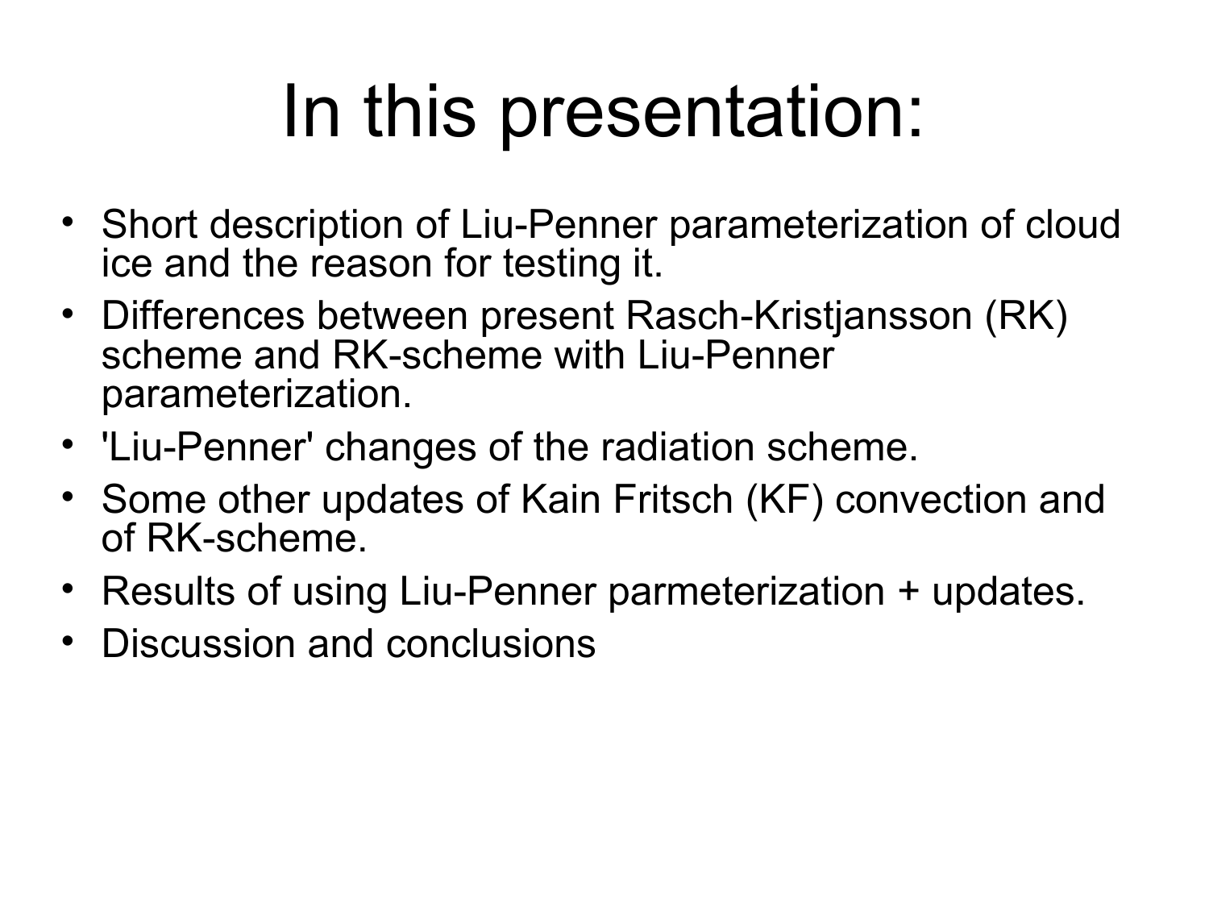# In this presentation:

- Short description of Liu-Penner parameterization of cloud ice and the reason for testing it.
- Differences between present Rasch-Kristjansson (RK) scheme and RK-scheme with Liu-Penner parameterization.
- 'Liu-Penner' changes of the radiation scheme.
- Some other updates of Kain Fritsch (KF) convection and of RK-scheme.
- Results of using Liu-Penner parmeterization + updates.
- Discussion and conclusions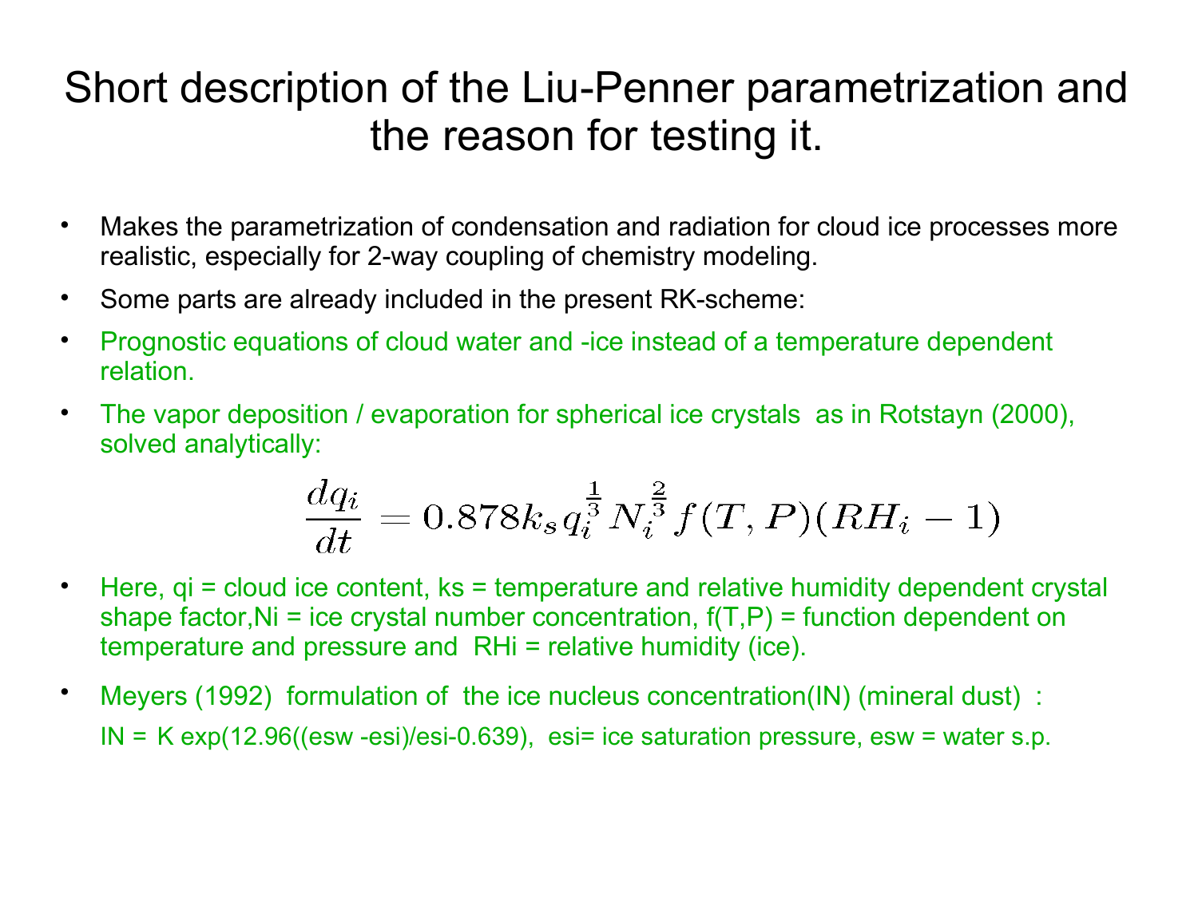# Short description of the Liu-Penner parametrization and the reason for testing it.

- Makes the parametrization of condensation and radiation for cloud ice processes more realistic, especially for 2-way coupling of chemistry modeling.
- Some parts are already included in the present RK-scheme:
- Prognostic equations of cloud water and -ice instead of a temperature dependent relation.
- The vapor deposition / evaporation for spherical ice crystals as in Rotstayn (2000), solved analytically:

$$\frac{dq_i}{dt} = 0.878 k_s q_i^{\frac{1}{3}} N_i^{\frac{2}{3}} f(T,P)(RH_i - 1)$$

- Here, qi = cloud ice content, ks = temperature and relative humidity dependent crystal shape factor,Ni = ice crystal number concentration, f(T,P) = function dependent on temperature and pressure and RHi = relative humidity (ice).
- Meyers (1992) formulation of the ice nucleus concentration(IN) (mineral dust) :

  IN = K exp(12.96((esw -esi)/esi-0.639), esi= ice saturation pressure, esw = water s.p.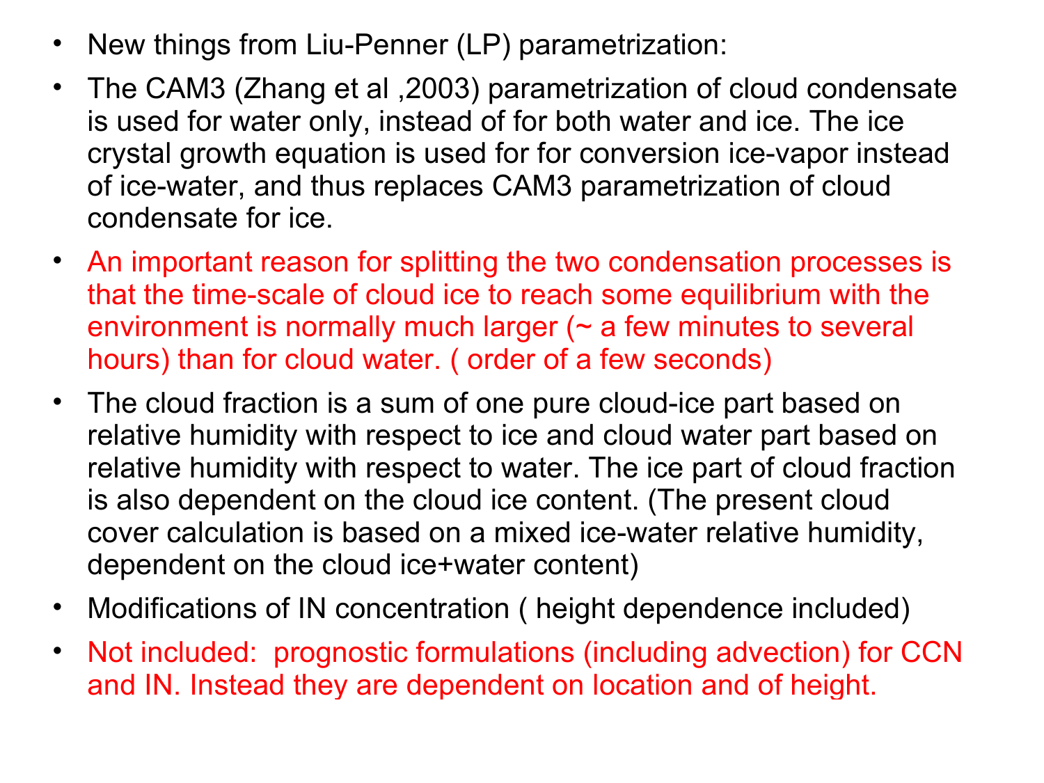- New things from Liu-Penner (LP) parametrization:
- The CAM3 (Zhang et al ,2003) parametrization of cloud condensate is used for water only, instead of for both water and ice. The ice crystal growth equation is used for for conversion ice-vapor instead of ice-water, and thus replaces CAM3 parametrization of cloud condensate for ice.
- An important reason for splitting the two condensation processes is that the time-scale of cloud ice to reach some equilibrium with the environment is normally much larger (~ a few minutes to several hours) than for cloud water. ( order of a few seconds)
- The cloud fraction is a sum of one pure cloud-ice part based on relative humidity with respect to ice and cloud water part based on relative humidity with respect to water. The ice part of cloud fraction is also dependent on the cloud ice content. (The present cloud cover calculation is based on a mixed ice-water relative humidity, dependent on the cloud ice+water content)
- Modifications of IN concentration ( height dependence included)
- Not included: prognostic formulations (including advection) for CCN and IN. Instead they are dependent on location and of height.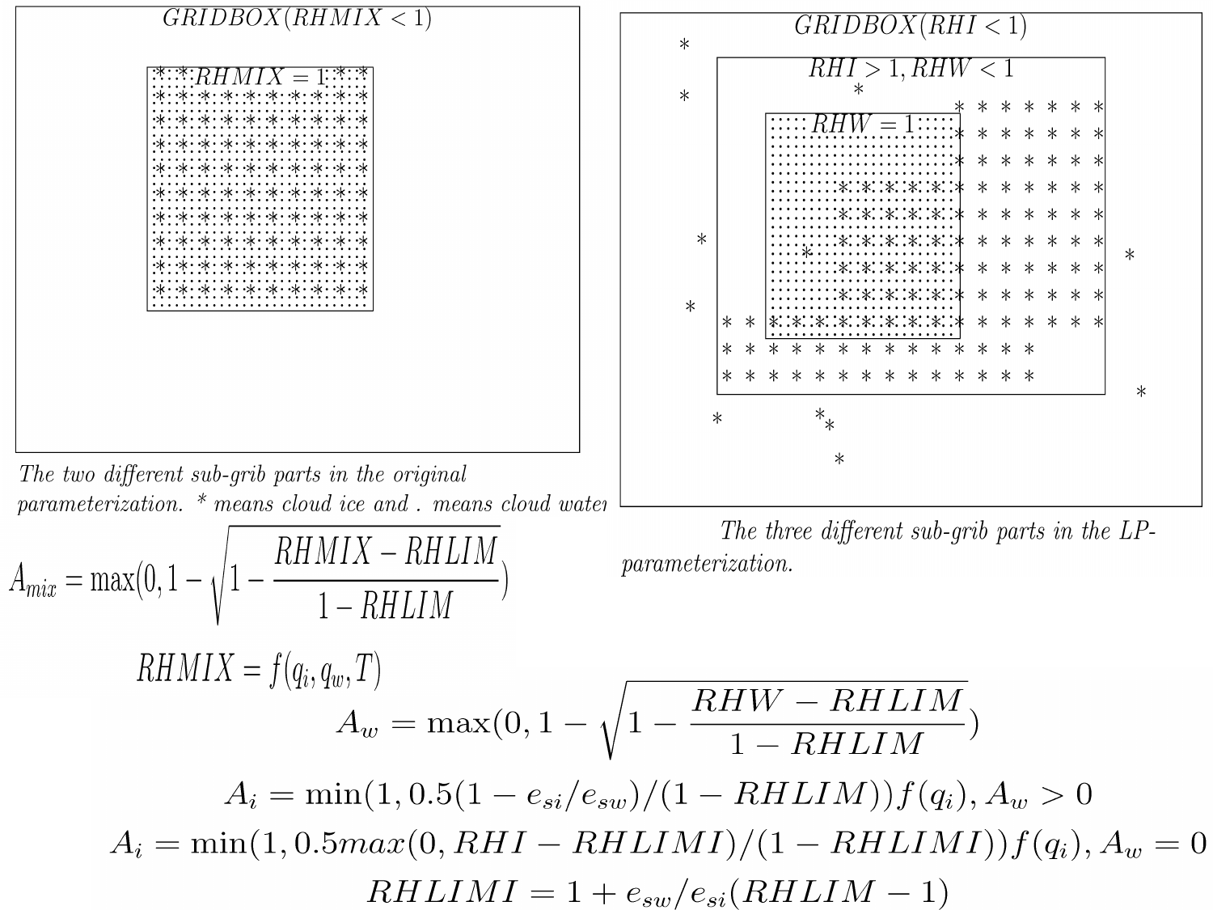$GRIDBOX(RHMIX < 1)$

$RHMIX = 1$

*The two different sub-grib parts in the original parameterization. * means cloud ice and . means cloud water*

$GRIDBOX(RHI < 1)$

$RHI > 1, RHW < 1$

$RHW = 1$

*The three different sub-grib parts in the LP-parameterization.*

$$A_{mix} = \max(0, 1 - \sqrt{1 - \frac{RHMIX - RHLIM}{1 - RHLIM}})$$

$$RHMIX = f(q_i, q_w, T)$$

$$A_w = \max(0, 1 - \sqrt{1 - \frac{RHW - RHLIM}{1 - RHLIM}})$$

$$A_i = \min(1, 0.5(1 - e_{si}/e_{sw})/(1 - RHLIM))f(q_i), A_w > 0$$

$$A_i = \min(1, 0.5max(0, RHI - RHLIMI)/(1 - RHLIMI))f(q_i), A_w = 0$$

$$RHLIMI = 1 + e_{sw}/e_{si}(RHLIM - 1)$$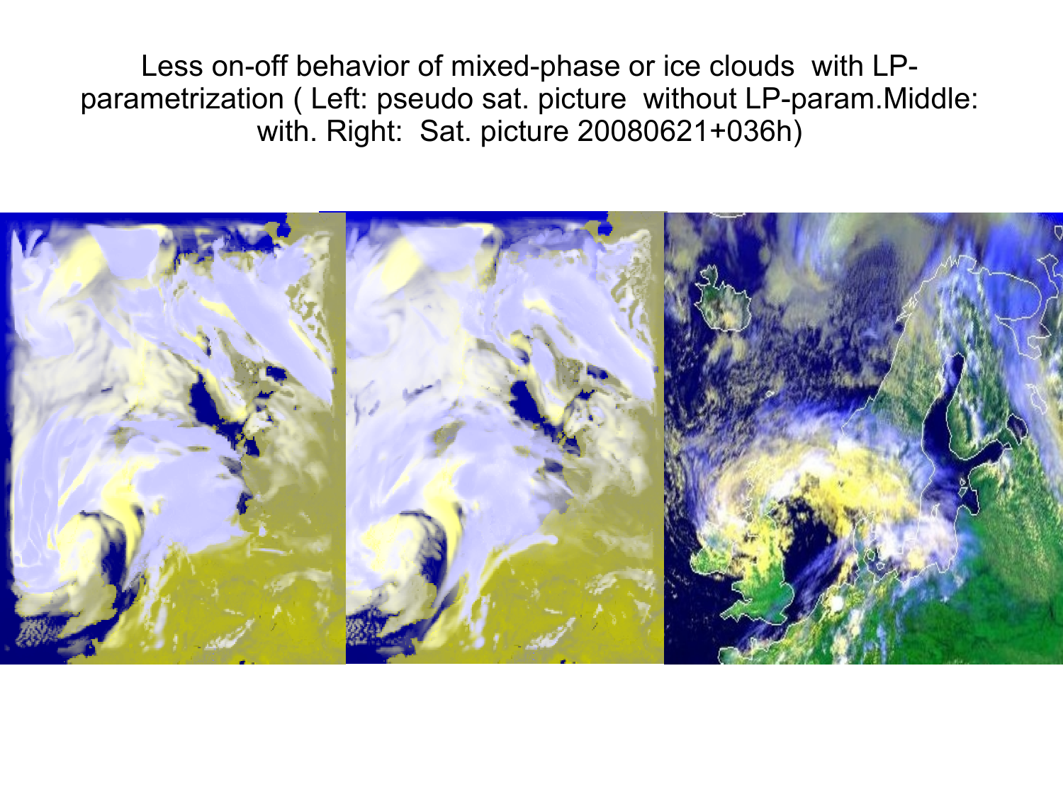Less on-off behavior of mixed-phase or ice clouds with LP-parametrization ( Left: pseudo sat. picture without LP-param.Middle: with. Right: Sat. picture 20080621+036h)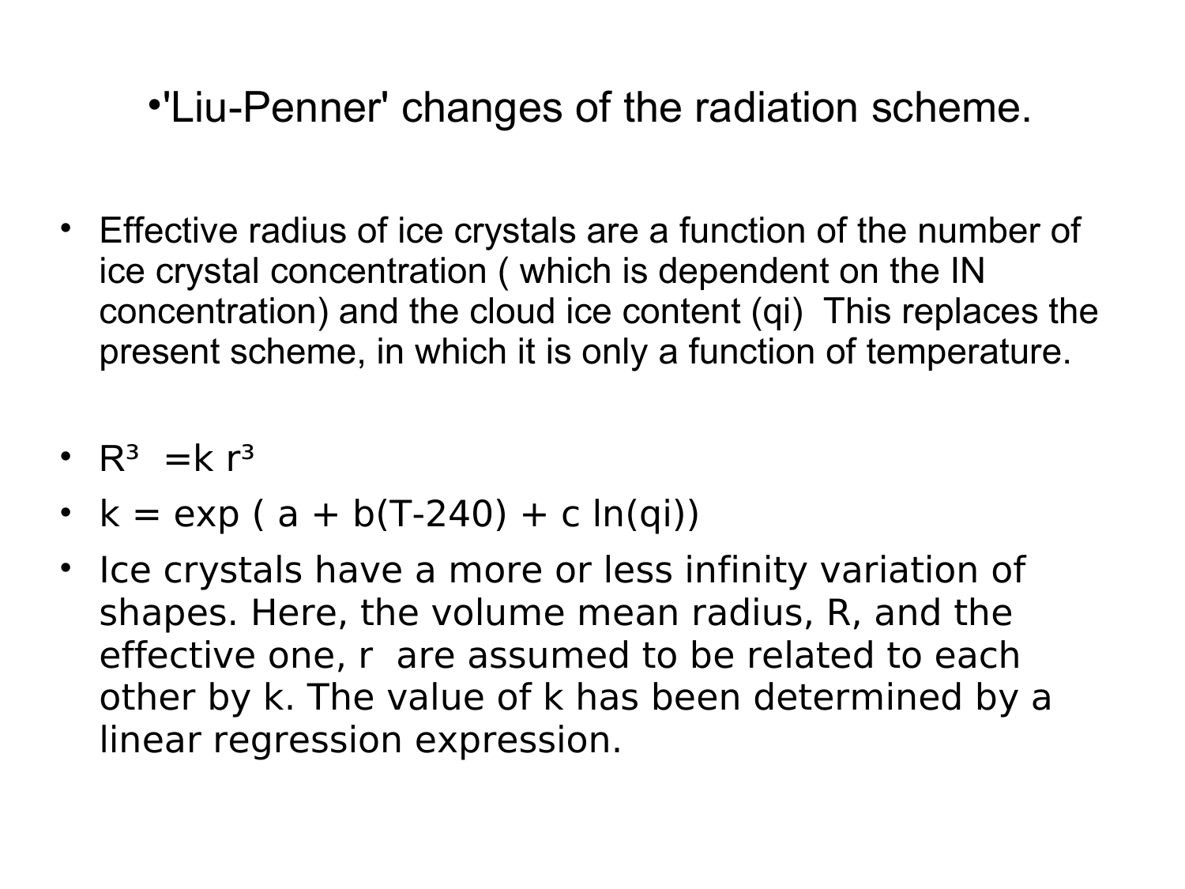# •'Liu-Penner' changes of the radiation scheme.

- Effective radius of ice crystals are a function of the number of ice crystal concentration ( which is dependent on the IN concentration) and the cloud ice content (qi) This replaces the present scheme, in which it is only a function of temperature.

- $R^3 = k\, r^3$
- $k = \exp(a + b(T-240) + c \ln(qi))$
- Ice crystals have a more or less infinity variation of shapes. Here, the volume mean radius, R, and the effective one, r are assumed to be related to each other by k. The value of k has been determined by a linear regression expression.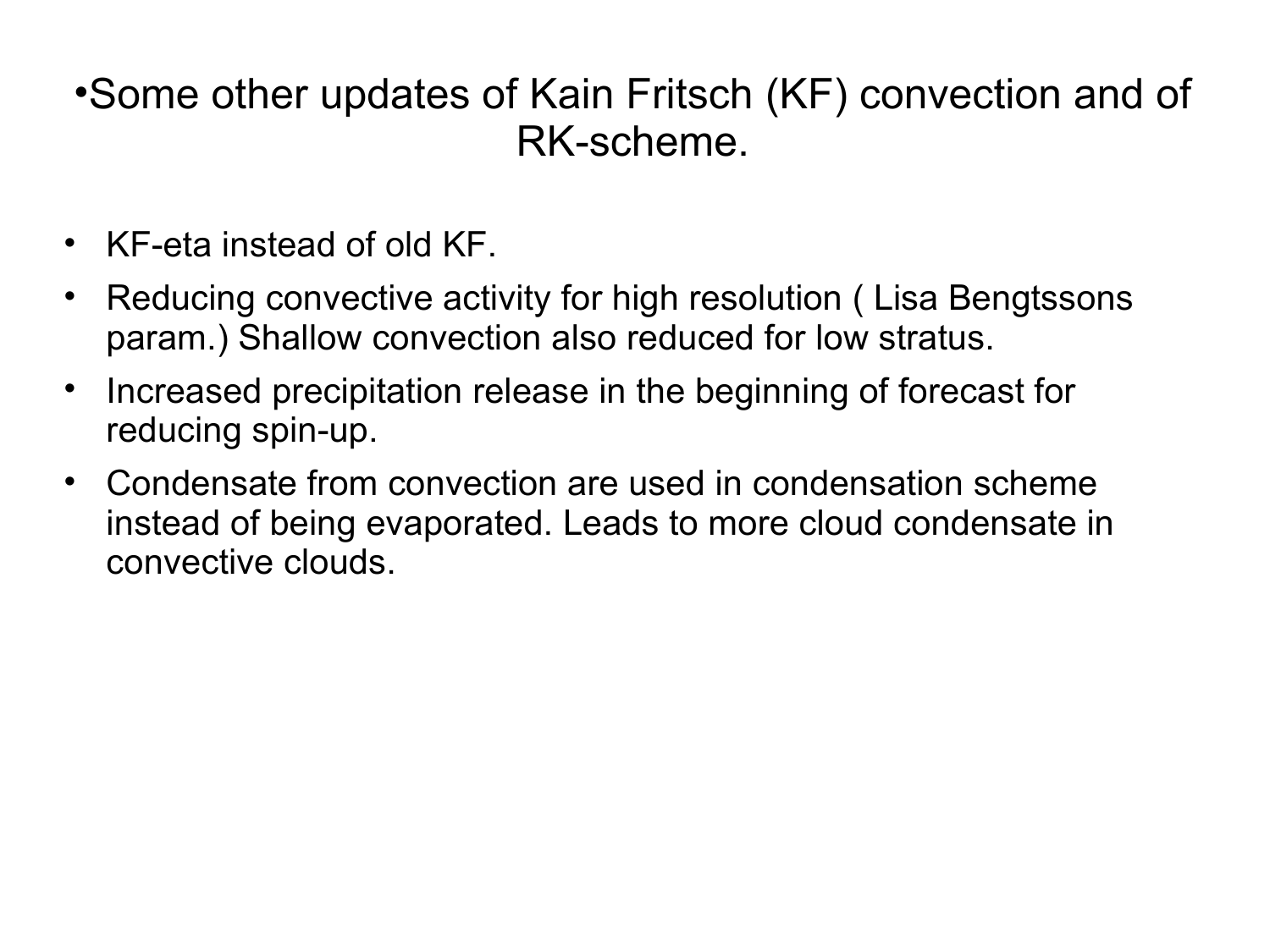# •Some other updates of Kain Fritsch (KF) convection and of RK-scheme.

- KF-eta instead of old KF.
- Reducing convective activity for high resolution ( Lisa Bengtssons param.) Shallow convection also reduced for low stratus.
- Increased precipitation release in the beginning of forecast for reducing spin-up.
- Condensate from convection are used in condensation scheme instead of being evaporated. Leads to more cloud condensate in convective clouds.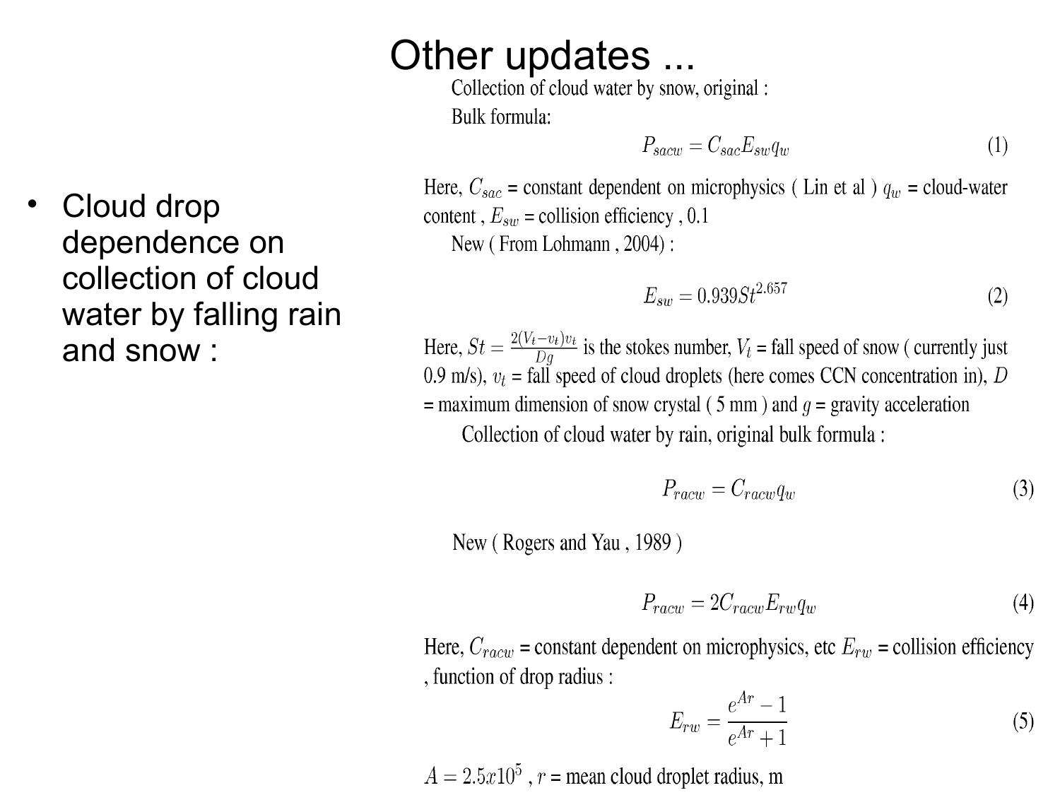# Other updates ...

- Cloud drop dependence on collection of cloud water by falling rain and snow :

Collection of cloud water by snow, original :

Bulk formula:

$$P_{sacw} = C_{sac} E_{sw} q_w \tag{1}$$

Here, $C_{sac}$ = constant dependent on microphysics ( Lin et al ) $q_w$ = cloud-water content , $E_{sw}$ = collision efficiency , 0.1

New ( From Lohmann , 2004) :

$$E_{sw} = 0.939 St^{2.657} \tag{2}$$

Here, $St = \frac{2(V_t - v_t)v_t}{Dg}$ is the stokes number, $V_t$ = fall speed of snow ( currently just 0.9 m/s), $v_t$ = fall speed of cloud droplets (here comes CCN concentration in), $D$ = maximum dimension of snow crystal ( 5 mm ) and $g$ = gravity acceleration

Collection of cloud water by rain, original bulk formula :

$$P_{racw} = C_{racw} q_w \tag{3}$$

New ( Rogers and Yau , 1989 )

$$P_{racw} = 2 C_{racw} E_{rw} q_w \tag{4}$$

Here, $C_{racw}$ = constant dependent on microphysics, etc $E_{rw}$ = collision efficiency , function of drop radius :

$$E_{rw} = \frac{e^{Ar} - 1}{e^{Ar} + 1} \tag{5}$$

$A = 2.5x10^5$ , $r$ = mean cloud droplet radius, m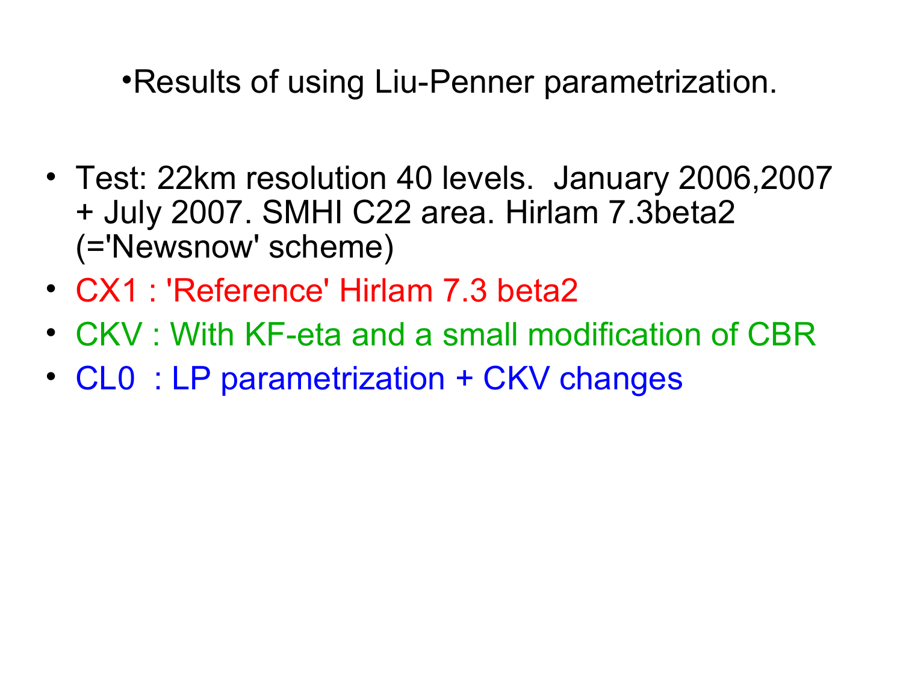•Results of using Liu-Penner parametrization.

- Test: 22km resolution 40 levels.  January 2006,2007 + July 2007. SMHI C22 area. Hirlam 7.3beta2 (='Newsnow' scheme)
- CX1 : 'Reference' Hirlam 7.3 beta2
- CKV : With KF-eta and a small modification of CBR
- CL0  : LP parametrization + CKV changes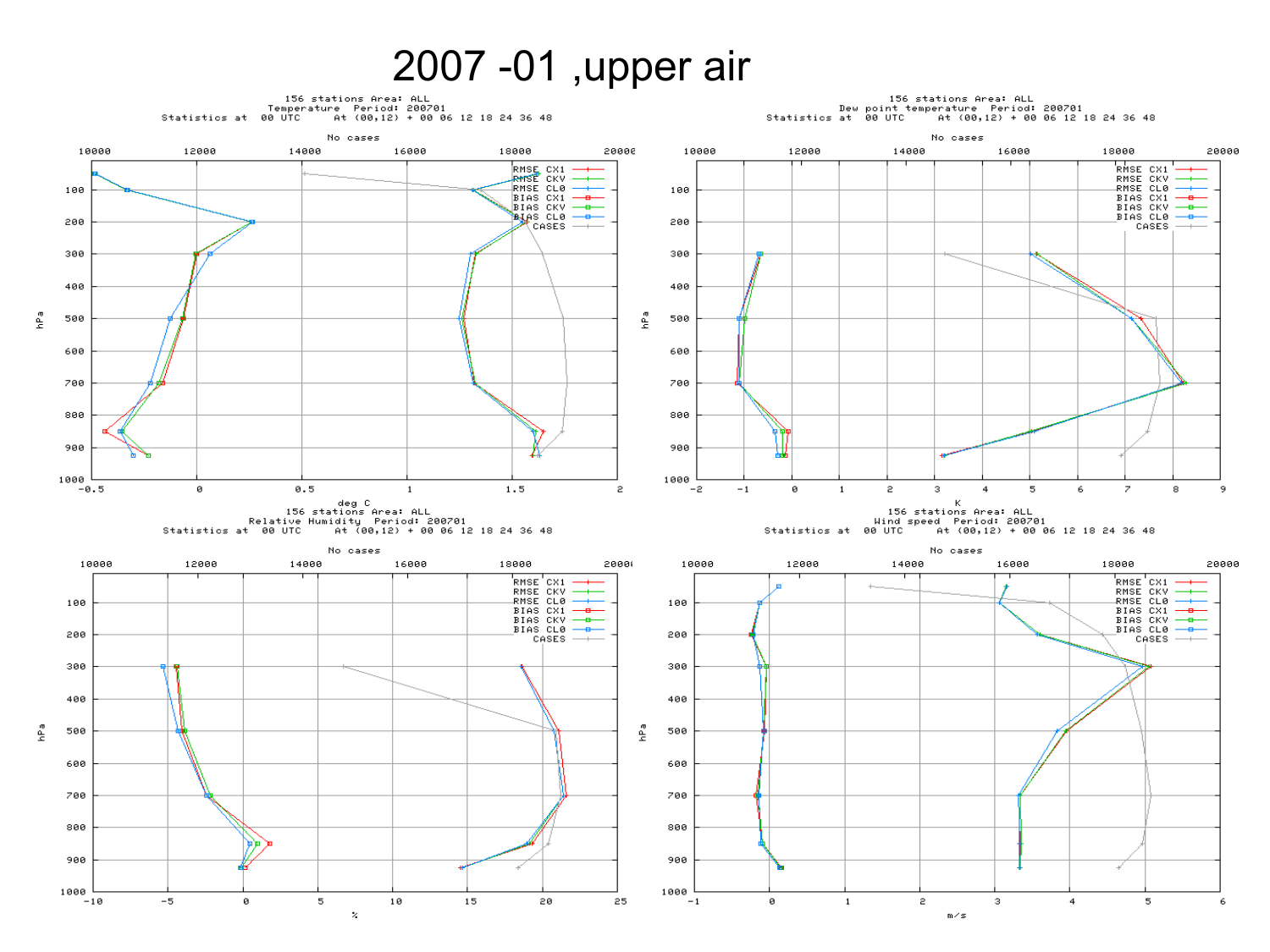# 2007 -01 ,upper air

156 stations Area: ALL
Temperature Period: 200701
Statistics at 00 UTC At (00,12) + 00 06 12 18 24 36 48

No cases

RMSE CX1
RMSE CKV
RMSE CL0
BIAS CX1
BIAS CKV
BIAS CL0
CASES

hPa

deg C

156 stations Area: ALL
Dew point temperature Period: 200701
Statistics at 00 UTC At (00,12) + 00 06 12 18 24 36 48

No cases

RMSE CX1
RMSE CKV
RMSE CL0
BIAS CX1
BIAS CKV
BIAS CL0
CASES

hPa

K

156 stations Area: ALL
Relative Humidity Period: 200701
Statistics at 00 UTC At (00,12) + 00 06 12 18 24 36 48

No cases

RMSE CX1
RMSE CKV
RMSE CL0
BIAS CX1
BIAS CKV
BIAS CL0
CASES

hPa

%

156 stations Area: ALL
Wind speed Period: 200701
Statistics at 00 UTC At (00,12) + 00 06 12 18 24 36 48

No cases

RMSE CX1
RMSE CKV
RMSE CL0
BIAS CX1
BIAS CKV
BIAS CL0
CASES

hPa

m/s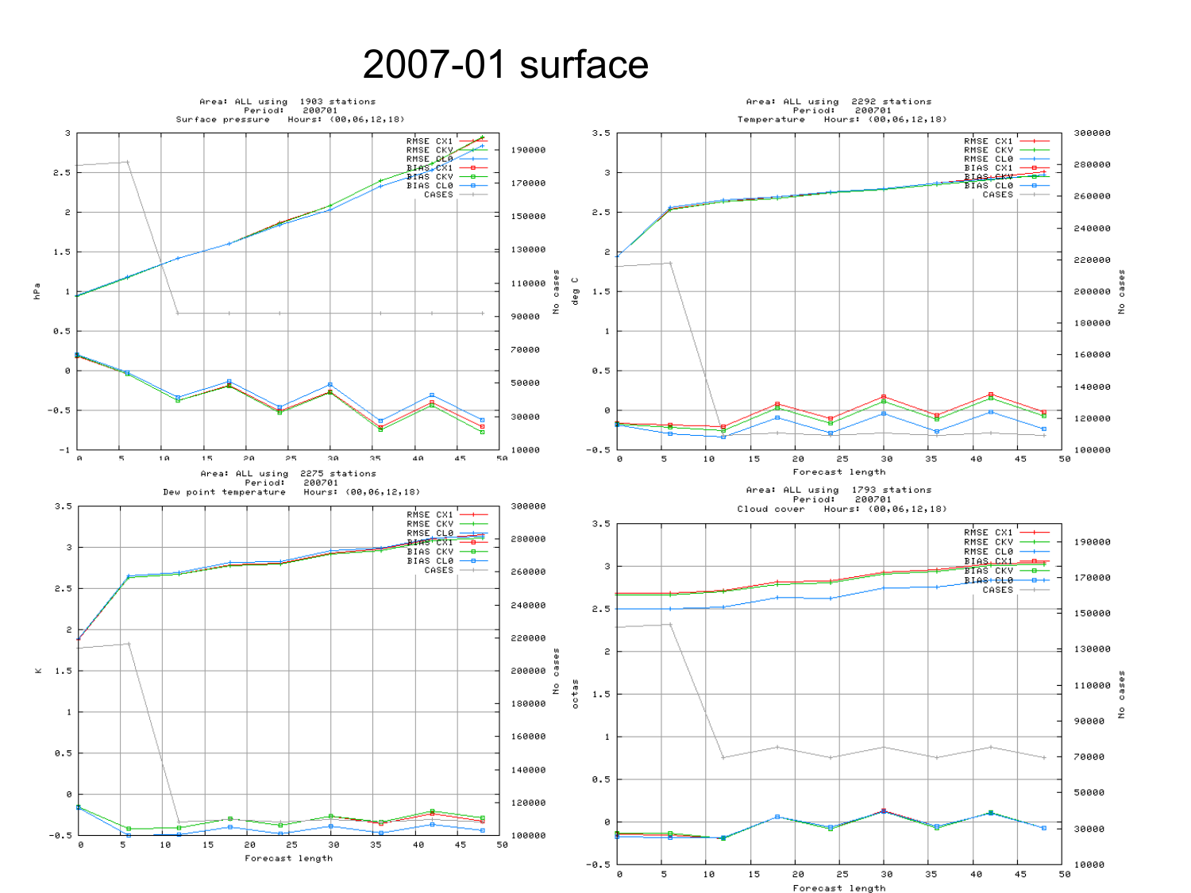# 2007-01 surface

Area: ALL using 1903 stations
Period: 200701
Surface pressure Hours: {00,06,12,18}

Area: ALL using 2292 stations
Period: 200701
Temperature Hours: {00,06,12,18}

Area: ALL using 2275 stations
Period: 200701
Dew point temperature Hours: {00,06,12,18}

Area: ALL using 1793 stations
Period: 200701
Cloud cover Hours: {00,06,12,18}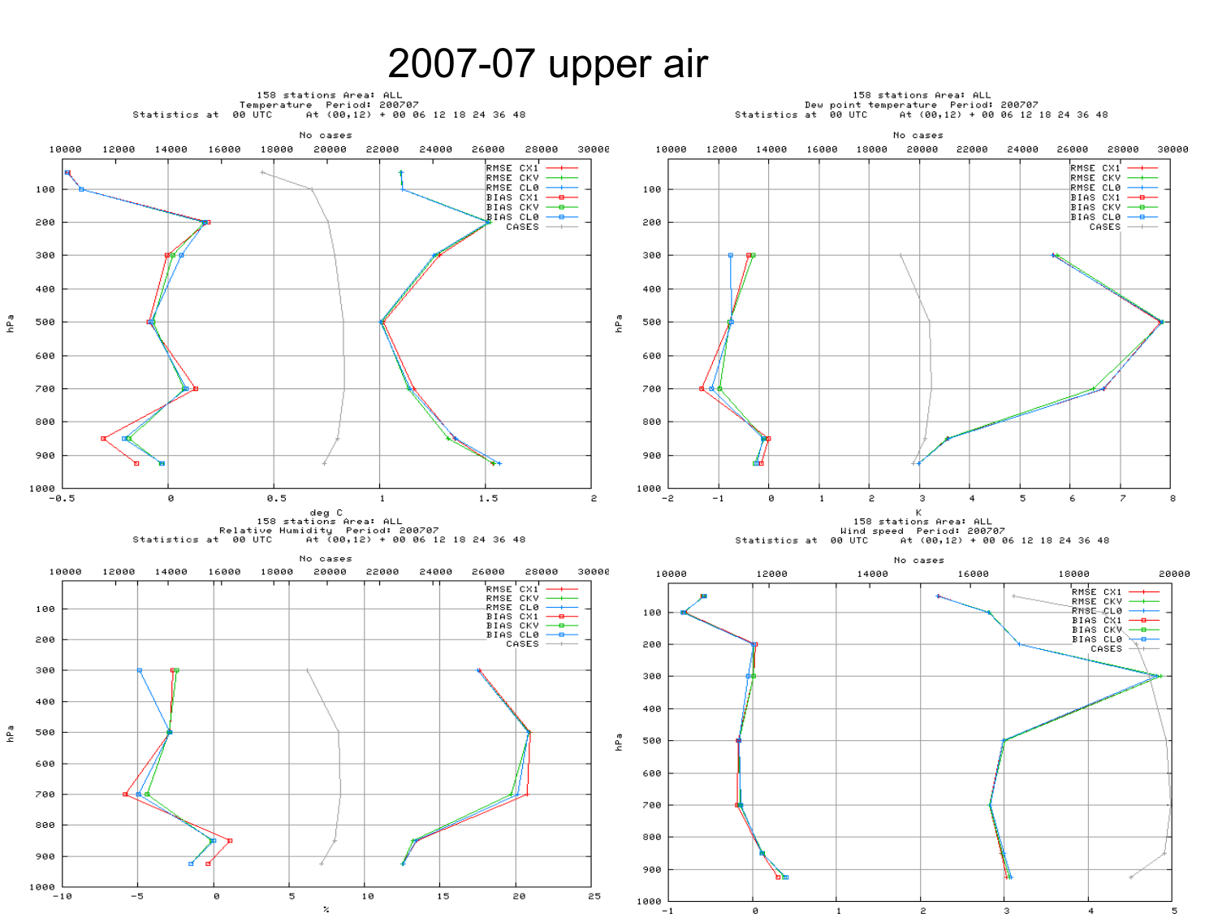# 2007-07 upper air

158 stations Area: ALL
Temperature Period: 200707
Statistics at 00 UTC At (00,12) + 00 06 12 18 24 36 48

158 stations Area: ALL
Dew point temperature Period: 200707
Statistics at 00 UTC At (00,12) + 00 06 12 18 24 36 48

158 stations Area: ALL
Relative Humidity Period: 200707
Statistics at 00 UTC At (00,12) + 00 06 12 18 24 36 48

158 stations Area: ALL
Wind speed Period: 200707
Statistics at 00 UTC At (00,12) + 00 06 12 18 24 36 48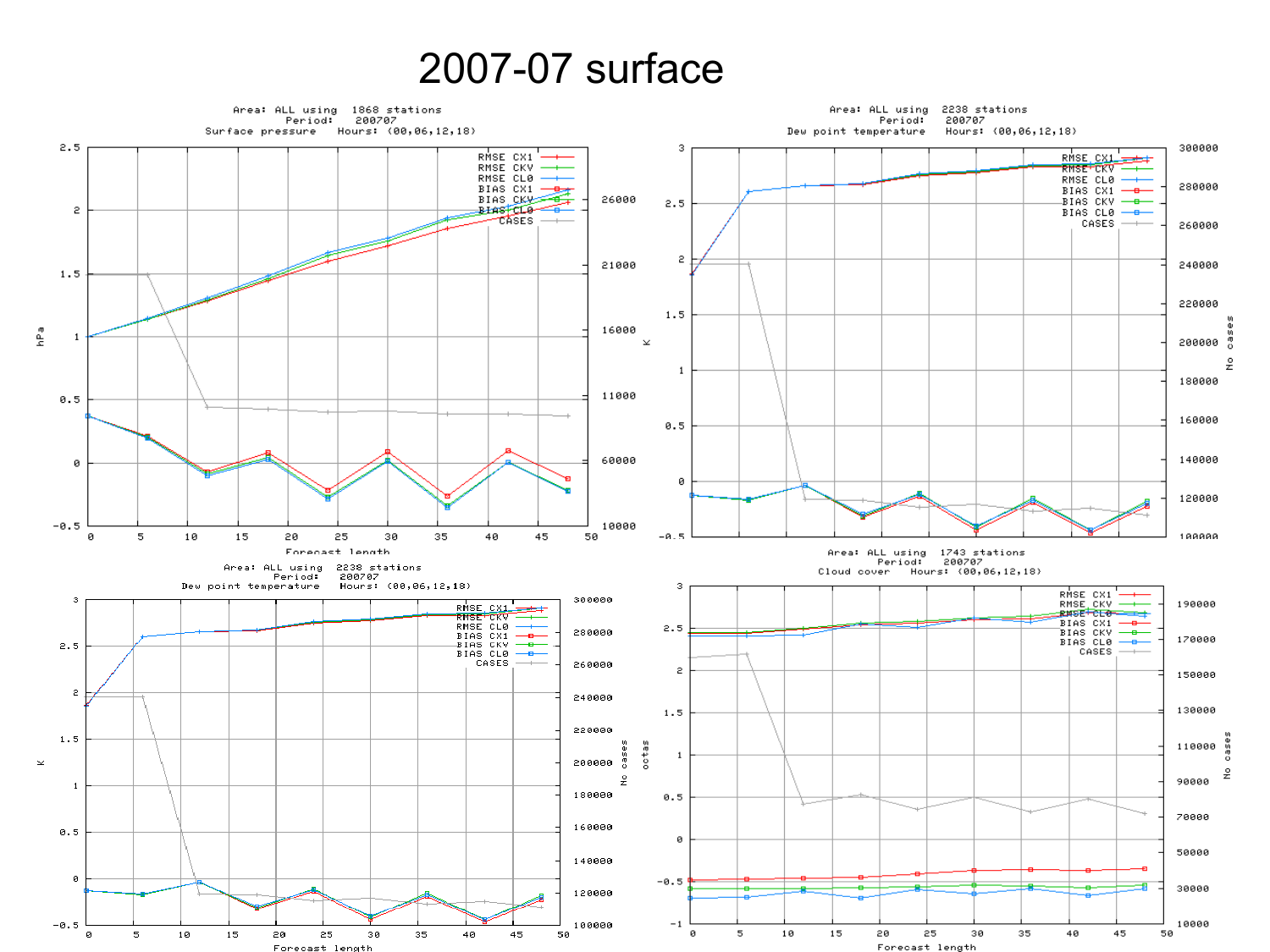# 2007-07 surface

Area: ALL using 1868 stations
Period: 200707
Surface pressure Hours: (00,06,12,18)

Area: ALL using 2238 stations
Period: 200707
Dew point temperature Hours: (00,06,12,18)

Area: ALL using 2238 stations
Period: 200707
Dew point temperature Hours: (00,06,12,18)

Area: ALL using 1743 stations
Period: 200707
Cloud cover Hours: (00,06,12,18)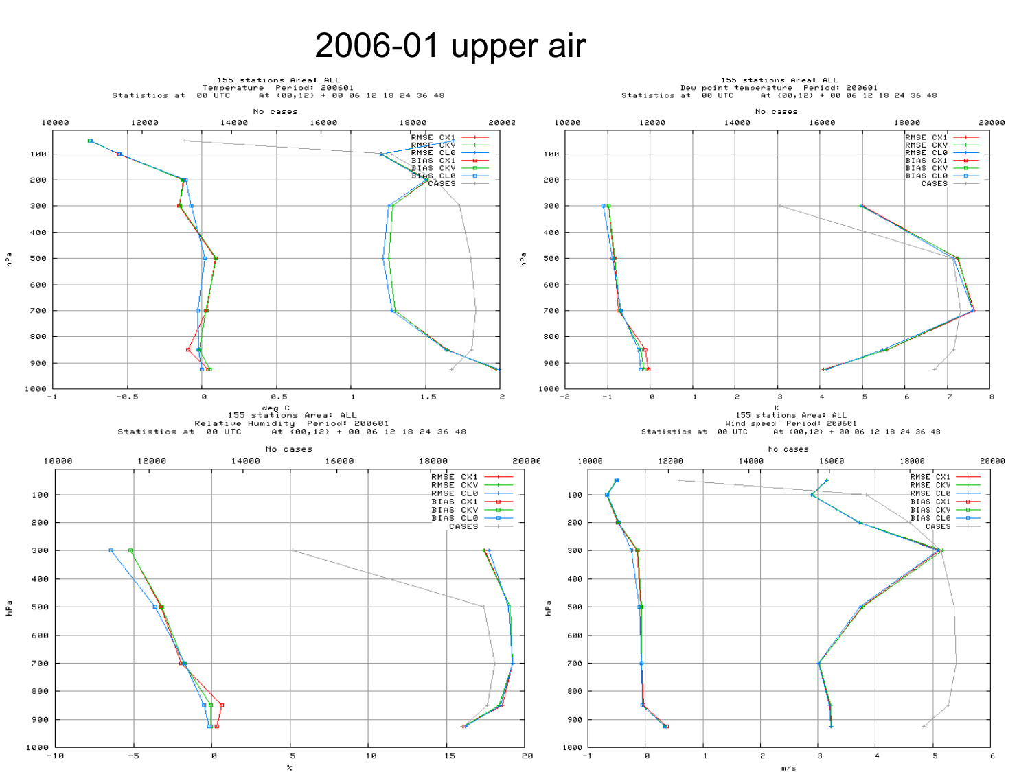# 2006-01 upper air

155 stations Area: ALL
Temperature Period: 200601
Statistics at 00 UTC At (00,12) + 00 06 12 18 24 36 48

No cases

RMSE CX1
RMSE CKV
RMSE CL0
BIAS CX1
BIAS CKV
BIAS CL0
CASES

hPa

deg C

155 stations Area: ALL
Dew point temperature Period: 200601
Statistics at 00 UTC At (00,12) + 00 06 12 18 24 36 48

No cases

RMSE CX1
RMSE CKV
RMSE CL0
BIAS CX1
BIAS CKV
BIAS CL0
CASES

hPa

K

155 stations Area: ALL
Relative Humidity Period: 200601
Statistics at 00 UTC At (00,12) + 00 06 12 18 24 36 48

No cases

RMSE CX1
RMSE CKV
RMSE CL0
BIAS CX1
BIAS CKV
BIAS CL0
CASES

hPa

%

155 stations Area: ALL
Wind speed Period: 200601
Statistics at 00 UTC At (00,12) + 00 06 12 18 24 36 48

No cases

RMSE CX1
RMSE CKV
RMSE CL0
BIAS CX1
BIAS CKV
BIAS CL0
CASES

hPa

m/s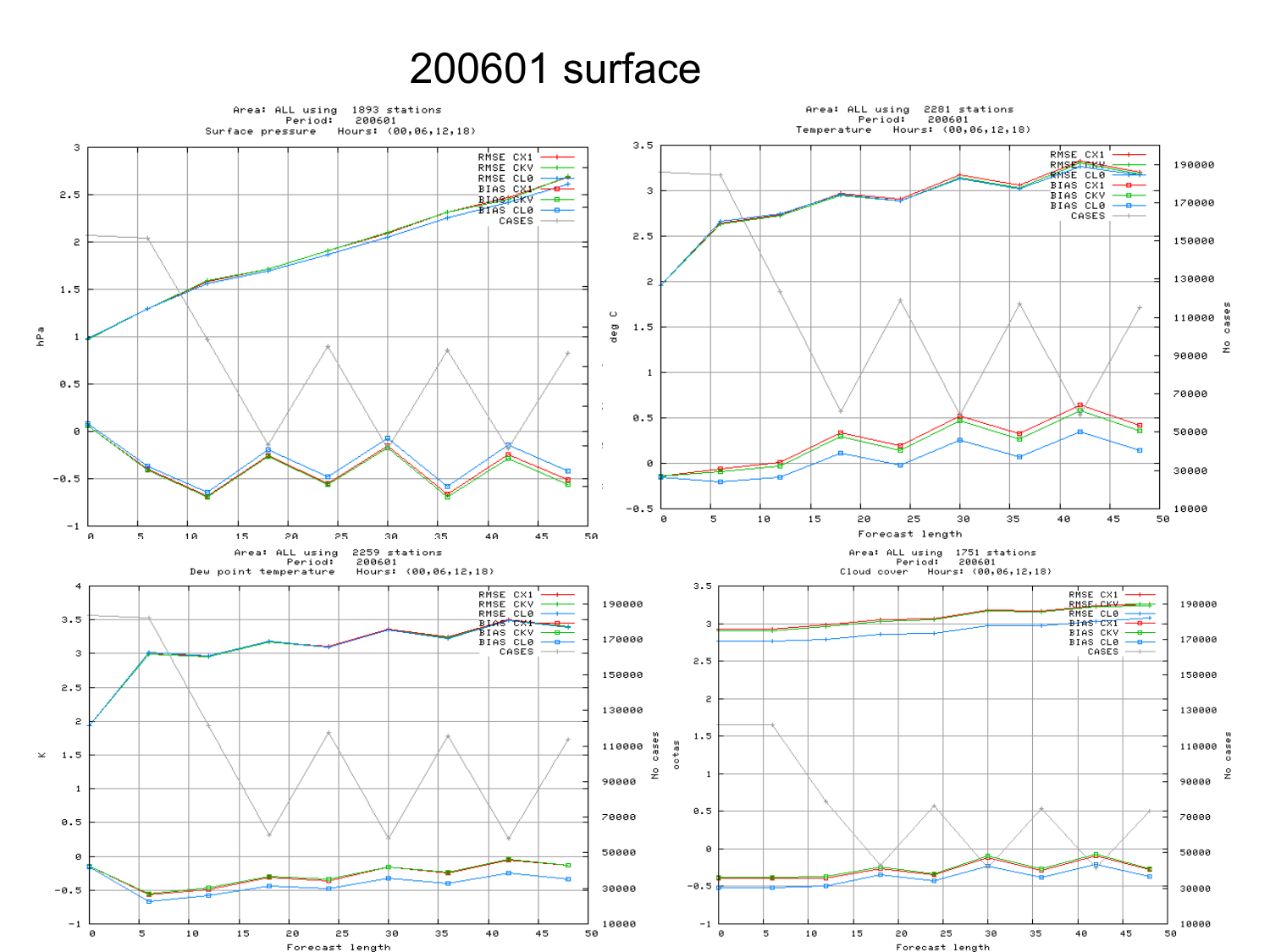# 200601 surface

Area: ALL using 1893 stations
Period: 200601
Surface pressure Hours: (00,06,12,18)

RMSE CX1
RMSE CKV
RMSE CL0
BIAS CX1
BIAS CKV
BIAS CL0
CASES

Area: ALL using 2281 stations
Period: 200601
Temperature Hours: (00,06,12,18)

RMSE CX1
RMSE CKV
RMSE CL0
BIAS CX1
BIAS CKV
BIAS CL0
CASES

Area: ALL using 2259 stations
Period: 200601
Dew point temperature Hours: (00,06,12,18)

RMSE CX1
RMSE CKV
RMSE CL0
BIAS CX1
BIAS CKV
BIAS CL0
CASES

Area: ALL using 1751 stations
Period: 200601
Cloud cover Hours: (00,06,12,18)

RMSE CX1
RMSE CKV
RMSE CL0
BIAS CX1
BIAS CKV
BIAS CL0
CASES

Forecast length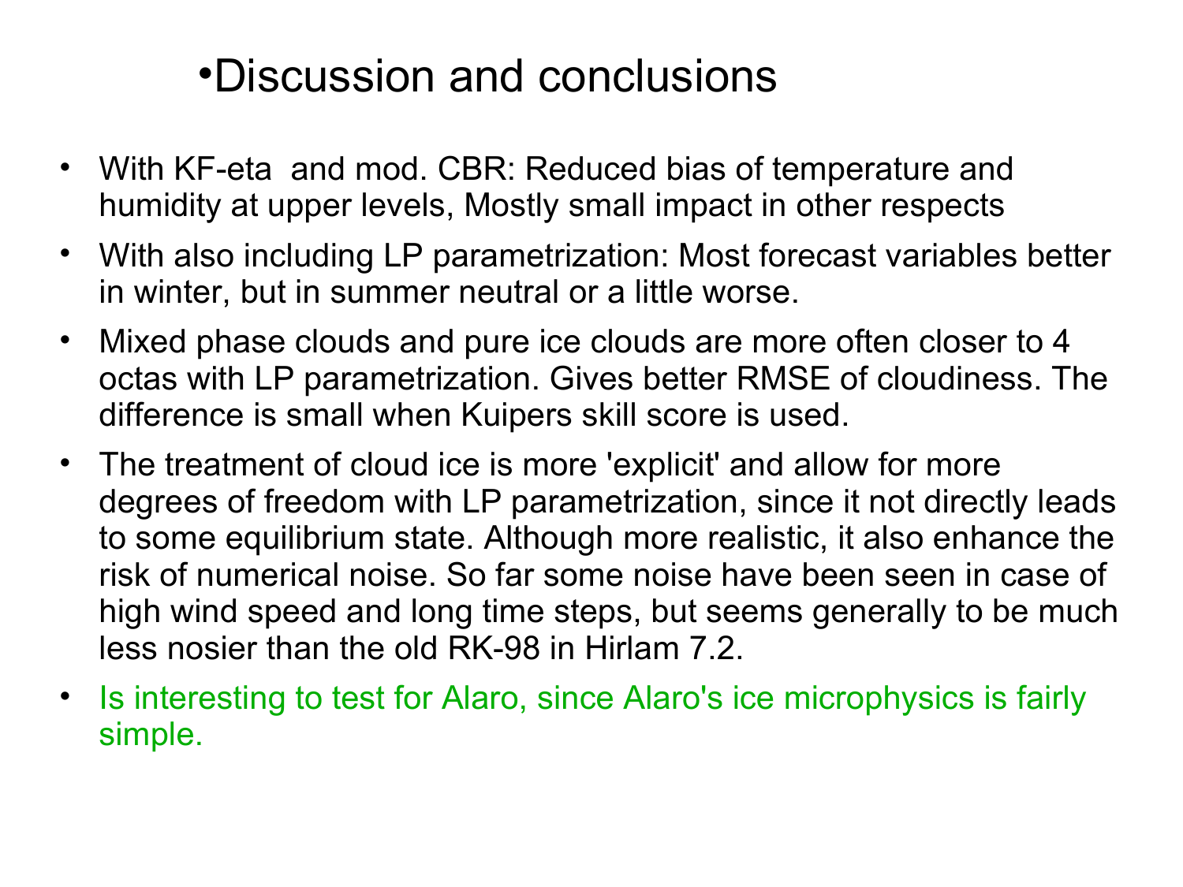# •Discussion and conclusions

- With KF-eta and mod. CBR: Reduced bias of temperature and humidity at upper levels, Mostly small impact in other respects
- With also including LP parametrization: Most forecast variables better in winter, but in summer neutral or a little worse.
- Mixed phase clouds and pure ice clouds are more often closer to 4 octas with LP parametrization. Gives better RMSE of cloudiness. The difference is small when Kuipers skill score is used.
- The treatment of cloud ice is more 'explicit' and allow for more degrees of freedom with LP parametrization, since it not directly leads to some equilibrium state. Although more realistic, it also enhance the risk of numerical noise. So far some noise have been seen in case of high wind speed and long time steps, but seems generally to be much less nosier than the old RK-98 in Hirlam 7.2.
- Is interesting to test for Alaro, since Alaro's ice microphysics is fairly simple.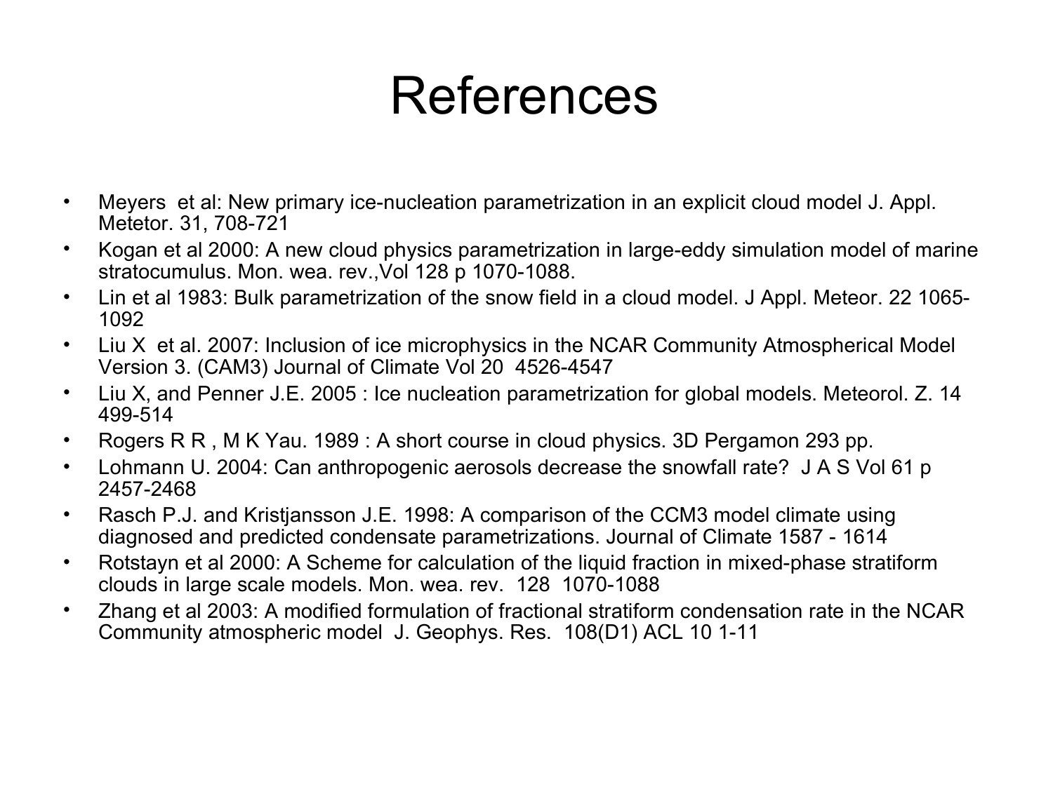# References

- Meyers et al: New primary ice-nucleation parametrization in an explicit cloud model J. Appl. Metetor. 31, 708-721
- Kogan et al 2000: A new cloud physics parametrization in large-eddy simulation model of marine stratocumulus. Mon. wea. rev.,Vol 128 p 1070-1088.
- Lin et al 1983: Bulk parametrization of the snow field in a cloud model. J Appl. Meteor. 22 1065-1092
- Liu X et al. 2007: Inclusion of ice microphysics in the NCAR Community Atmospherical Model Version 3. (CAM3) Journal of Climate Vol 20 4526-4547
- Liu X, and Penner J.E. 2005 : Ice nucleation parametrization for global models. Meteorol. Z. 14 499-514
- Rogers R R , M K Yau. 1989 : A short course in cloud physics. 3D Pergamon 293 pp.
- Lohmann U. 2004: Can anthropogenic aerosols decrease the snowfall rate? J A S Vol 61 p 2457-2468
- Rasch P.J. and Kristjansson J.E. 1998: A comparison of the CCM3 model climate using diagnosed and predicted condensate parametrizations. Journal of Climate 1587 - 1614
- Rotstayn et al 2000: A Scheme for calculation of the liquid fraction in mixed-phase stratiform clouds in large scale models. Mon. wea. rev. 128 1070-1088
- Zhang et al 2003: A modified formulation of fractional stratiform condensation rate in the NCAR Community atmospheric model J. Geophys. Res. 108(D1) ACL 10 1-11